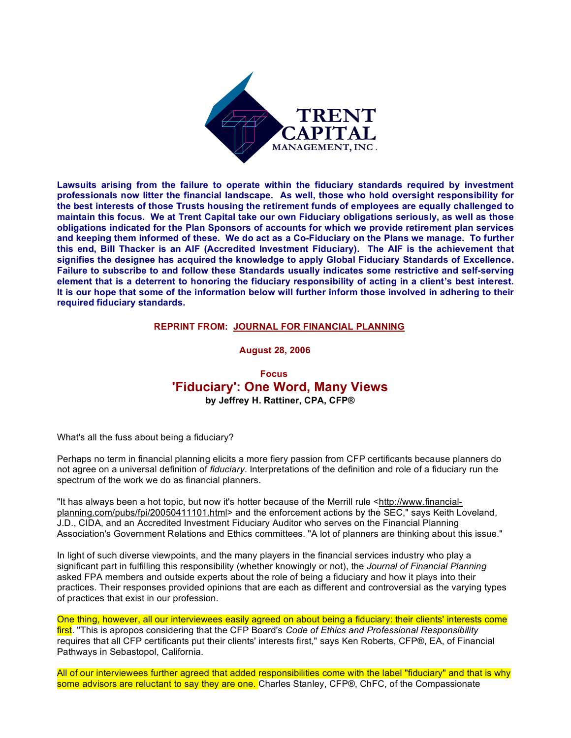**TRENT CAPITAL MANAGEMENT, INC.**

**Lawsuits arising from the failure to operate within the fiduciary standards required by investment professionals now litter the financial landscape. As well, those who hold oversight responsibility for the best interests of those Trusts housing the retirement funds of employees are equally challenged to maintain this focus. We at Trent Capital take our own Fiduciary obligations seriously, as well as those obligations indicated for the Plan Sponsors of accounts for which we provide retirement plan services and keeping them informed of these. We do act as a Co-Fiduciary on the Plans we manage. To further this end, Bill Thacker is an AIF (Accredited Investment Fiduciary). The AIF is the achievement that signifies the designee has acquired the knowledge to apply Global Fiduciary Standards of Excellence. Failure to subscribe to and follow these Standards usually indicates some restrictive and self-serving element that is a deterrent to honoring the fiduciary responsibility of acting in a client's best interest. It is our hope that some of the information below will further inform those involved in adhering to their required fiduciary standards.**

**REPRINT FROM: JOURNAL FOR FINANCIAL PLANNING**

**August 28, 2006**

**Focus**

# 'Fiduciary': One Word, Many Views

**by Jeffrey H. Rattiner, CPA, CFP®**

What's all the fuss about being a fiduciary?

Perhaps no term in financial planning elicits a more fiery passion from CFP certificants because planners do not agree on a universal definition of *fiduciary*. Interpretations of the definition and role of a fiduciary run the spectrum of the work we do as financial planners.

"It has always been a hot topic, but now it's hotter because of the Merrill rule <http://www.financial-planning.com/pubs/fpi/20050411101.html> and the enforcement actions by the SEC," says Keith Loveland, J.D., CIDA, and an Accredited Investment Fiduciary Auditor who serves on the Financial Planning Association's Government Relations and Ethics committees. "A lot of planners are thinking about this issue."

In light of such diverse viewpoints, and the many players in the financial services industry who play a significant part in fulfilling this responsibility (whether knowingly or not), the *Journal of Financial Planning* asked FPA members and outside experts about the role of being a fiduciary and how it plays into their practices. Their responses provided opinions that are each as different and controversial as the varying types of practices that exist in our profession.

One thing, however, all our interviewees easily agreed on about being a fiduciary: their clients' interests come first. "This is apropos considering that the CFP Board's *Code of Ethics and Professional Responsibility* requires that all CFP certificants put their clients' interests first," says Ken Roberts, CFP®, EA, of Financial Pathways in Sebastopol, California.

All of our interviewees further agreed that added responsibilities come with the label "fiduciary" and that is why some advisors are reluctant to say they are one. Charles Stanley, CFP®, ChFC, of the Compassionate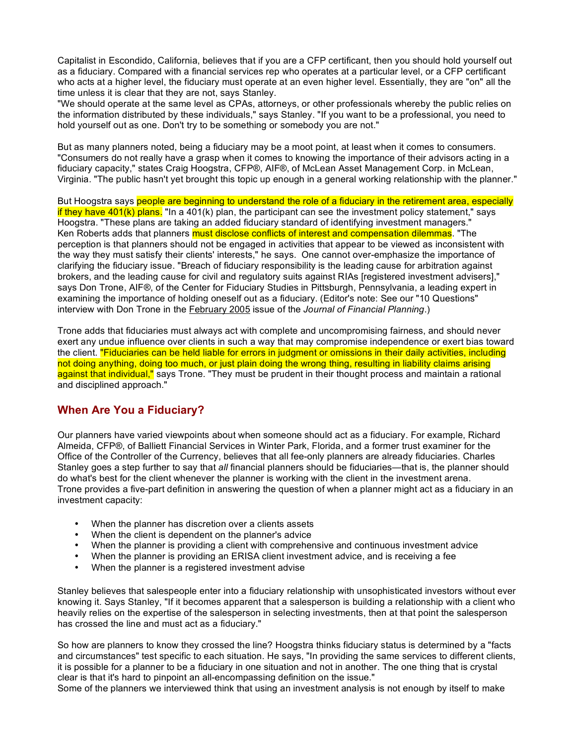Capitalist in Escondido, California, believes that if you are a CFP certificant, then you should hold yourself out as a fiduciary. Compared with a financial services rep who operates at a particular level, or a CFP certificant who acts at a higher level, the fiduciary must operate at an even higher level. Essentially, they are "on" all the time unless it is clear that they are not, says Stanley.
"We should operate at the same level as CPAs, attorneys, or other professionals whereby the public relies on the information distributed by these individuals," says Stanley. "If you want to be a professional, you need to hold yourself out as one. Don't try to be something or somebody you are not."

But as many planners noted, being a fiduciary may be a moot point, at least when it comes to consumers. "Consumers do not really have a grasp when it comes to knowing the importance of their advisors acting in a fiduciary capacity," states Craig Hoogstra, CFP®, AIF®, of McLean Asset Management Corp. in McLean, Virginia. "The public hasn't yet brought this topic up enough in a general working relationship with the planner."

But Hoogstra says people are beginning to understand the role of a fiduciary in the retirement area, especially if they have 401(k) plans. "In a 401(k) plan, the participant can see the investment policy statement," says Hoogstra. "These plans are taking an added fiduciary standard of identifying investment managers."
Ken Roberts adds that planners must disclose conflicts of interest and compensation dilemmas. "The perception is that planners should not be engaged in activities that appear to be viewed as inconsistent with the way they must satisfy their clients' interests," he says. One cannot over-emphasize the importance of clarifying the fiduciary issue. "Breach of fiduciary responsibility is the leading cause for arbitration against brokers, and the leading cause for civil and regulatory suits against RIAs [registered investment advisers]," says Don Trone, AIF®, of the Center for Fiduciary Studies in Pittsburgh, Pennsylvania, a leading expert in examining the importance of holding oneself out as a fiduciary. (Editor's note: See our "10 Questions" interview with Don Trone in the February 2005 issue of the *Journal of Financial Planning*.)

Trone adds that fiduciaries must always act with complete and uncompromising fairness, and should never exert any undue influence over clients in such a way that may compromise independence or exert bias toward the client. "Fiduciaries can be held liable for errors in judgment or omissions in their daily activities, including not doing anything, doing too much, or just plain doing the wrong thing, resulting in liability claims arising against that individual," says Trone. "They must be prudent in their thought process and maintain a rational and disciplined approach."

## When Are You a Fiduciary?

Our planners have varied viewpoints about when someone should act as a fiduciary. For example, Richard Almeida, CFP®, of Balliett Financial Services in Winter Park, Florida, and a former trust examiner for the Office of the Controller of the Currency, believes that all fee-only planners are already fiduciaries. Charles Stanley goes a step further to say that *all* financial planners should be fiduciaries—that is, the planner should do what's best for the client whenever the planner is working with the client in the investment arena.
Trone provides a five-part definition in answering the question of when a planner might act as a fiduciary in an investment capacity:

- When the planner has discretion over a clients assets
- When the client is dependent on the planner's advice
- When the planner is providing a client with comprehensive and continuous investment advice
- When the planner is providing an ERISA client investment advice, and is receiving a fee
- When the planner is a registered investment advise

Stanley believes that salespeople enter into a fiduciary relationship with unsophisticated investors without ever knowing it. Says Stanley, "If it becomes apparent that a salesperson is building a relationship with a client who heavily relies on the expertise of the salesperson in selecting investments, then at that point the salesperson has crossed the line and must act as a fiduciary."

So how are planners to know they crossed the line? Hoogstra thinks fiduciary status is determined by a "facts and circumstances" test specific to each situation. He says, "In providing the same services to different clients, it is possible for a planner to be a fiduciary in one situation and not in another. The one thing that is crystal clear is that it's hard to pinpoint an all-encompassing definition on the issue."
Some of the planners we interviewed think that using an investment analysis is not enough by itself to make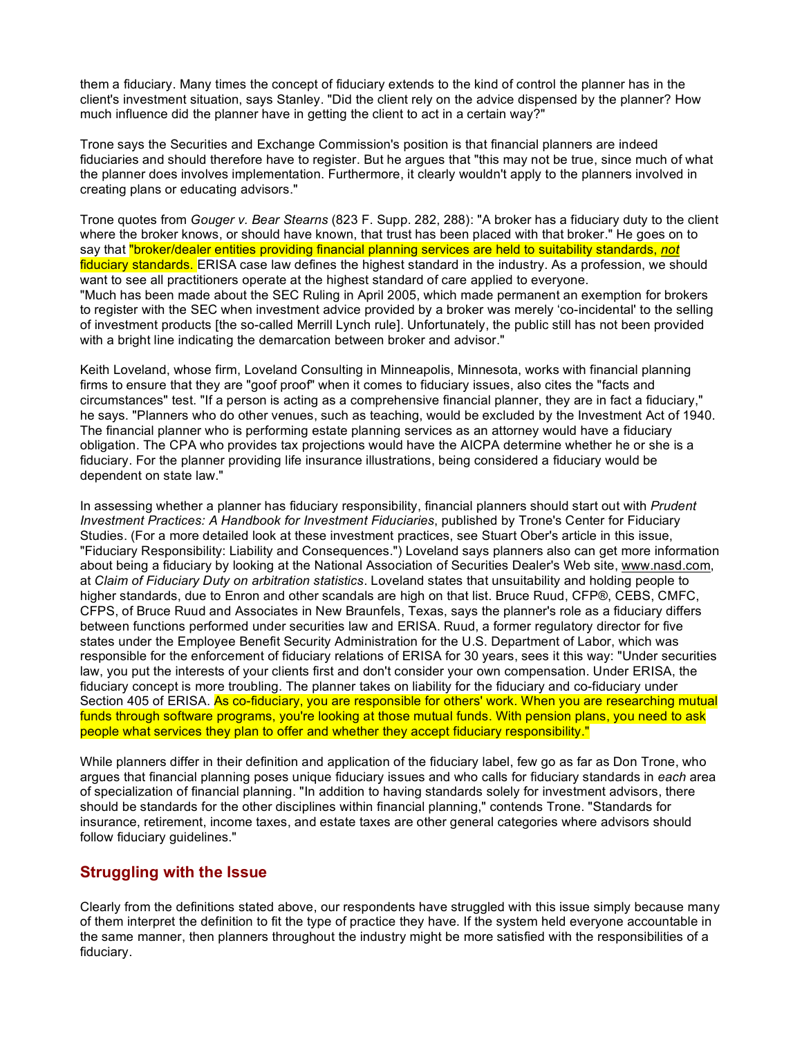them a fiduciary. Many times the concept of fiduciary extends to the kind of control the planner has in the client's investment situation, says Stanley. "Did the client rely on the advice dispensed by the planner? How much influence did the planner have in getting the client to act in a certain way?"

Trone says the Securities and Exchange Commission's position is that financial planners are indeed fiduciaries and should therefore have to register. But he argues that "this may not be true, since much of what the planner does involves implementation. Furthermore, it clearly wouldn't apply to the planners involved in creating plans or educating advisors."

Trone quotes from *Gouger v. Bear Stearns* (823 F. Supp. 282, 288): "A broker has a fiduciary duty to the client where the broker knows, or should have known, that trust has been placed with that broker." He goes on to say that "broker/dealer entities providing financial planning services are held to suitability standards, ***not*** fiduciary standards. ERISA case law defines the highest standard in the industry. As a profession, we should want to see all practitioners operate at the highest standard of care applied to everyone.
"Much has been made about the SEC Ruling in April 2005, which made permanent an exemption for brokers to register with the SEC when investment advice provided by a broker was merely 'co-incidental' to the selling of investment products [the so-called Merrill Lynch rule]. Unfortunately, the public still has not been provided with a bright line indicating the demarcation between broker and advisor."

Keith Loveland, whose firm, Loveland Consulting in Minneapolis, Minnesota, works with financial planning firms to ensure that they are "goof proof" when it comes to fiduciary issues, also cites the "facts and circumstances" test. "If a person is acting as a comprehensive financial planner, they are in fact a fiduciary," he says. "Planners who do other venues, such as teaching, would be excluded by the Investment Act of 1940. The financial planner who is performing estate planning services as an attorney would have a fiduciary obligation. The CPA who provides tax projections would have the AICPA determine whether he or she is a fiduciary. For the planner providing life insurance illustrations, being considered a fiduciary would be dependent on state law."

In assessing whether a planner has fiduciary responsibility, financial planners should start out with *Prudent Investment Practices: A Handbook for Investment Fiduciaries*, published by Trone's Center for Fiduciary Studies. (For a more detailed look at these investment practices, see Stuart Ober's article in this issue, "Fiduciary Responsibility: Liability and Consequences.") Loveland says planners also can get more information about being a fiduciary by looking at the National Association of Securities Dealer's Web site, www.nasd.com, at *Claim of Fiduciary Duty on arbitration statistics*. Loveland states that unsuitability and holding people to higher standards, due to Enron and other scandals are high on that list. Bruce Ruud, CFP®, CEBS, CMFC, CFPS, of Bruce Ruud and Associates in New Braunfels, Texas, says the planner's role as a fiduciary differs between functions performed under securities law and ERISA. Ruud, a former regulatory director for five states under the Employee Benefit Security Administration for the U.S. Department of Labor, which was responsible for the enforcement of fiduciary relations of ERISA for 30 years, sees it this way: "Under securities law, you put the interests of your clients first and don't consider your own compensation. Under ERISA, the fiduciary concept is more troubling. The planner takes on liability for the fiduciary and co-fiduciary under Section 405 of ERISA. As co-fiduciary, you are responsible for others' work. When you are researching mutual funds through software programs, you're looking at those mutual funds. With pension plans, you need to ask people what services they plan to offer and whether they accept fiduciary responsibility."

While planners differ in their definition and application of the fiduciary label, few go as far as Don Trone, who argues that financial planning poses unique fiduciary issues and who calls for fiduciary standards in *each* area of specialization of financial planning. "In addition to having standards solely for investment advisors, there should be standards for the other disciplines within financial planning," contends Trone. "Standards for insurance, retirement, income taxes, and estate taxes are other general categories where advisors should follow fiduciary guidelines."

## Struggling with the Issue

Clearly from the definitions stated above, our respondents have struggled with this issue simply because many of them interpret the definition to fit the type of practice they have. If the system held everyone accountable in the same manner, then planners throughout the industry might be more satisfied with the responsibilities of a fiduciary.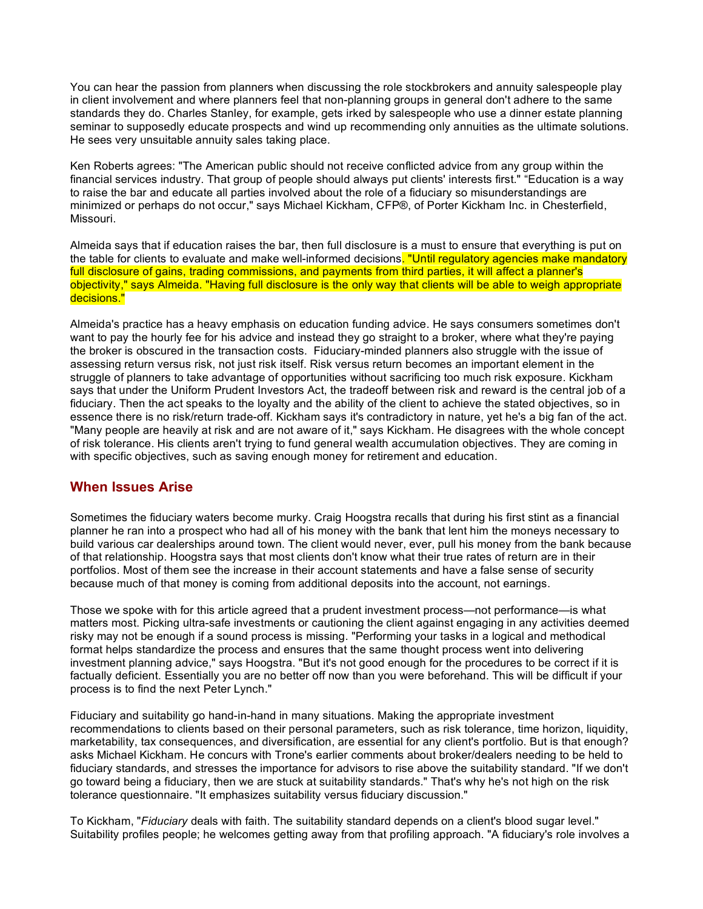You can hear the passion from planners when discussing the role stockbrokers and annuity salespeople play in client involvement and where planners feel that non-planning groups in general don't adhere to the same standards they do. Charles Stanley, for example, gets irked by salespeople who use a dinner estate planning seminar to supposedly educate prospects and wind up recommending only annuities as the ultimate solutions. He sees very unsuitable annuity sales taking place.

Ken Roberts agrees: "The American public should not receive conflicted advice from any group within the financial services industry. That group of people should always put clients' interests first." "Education is a way to raise the bar and educate all parties involved about the role of a fiduciary so misunderstandings are minimized or perhaps do not occur," says Michael Kickham, CFP®, of Porter Kickham Inc. in Chesterfield, Missouri.

Almeida says that if education raises the bar, then full disclosure is a must to ensure that everything is put on the table for clients to evaluate and make well-informed decisions. "Until regulatory agencies make mandatory full disclosure of gains, trading commissions, and payments from third parties, it will affect a planner's objectivity," says Almeida. "Having full disclosure is the only way that clients will be able to weigh appropriate decisions."

Almeida's practice has a heavy emphasis on education funding advice. He says consumers sometimes don't want to pay the hourly fee for his advice and instead they go straight to a broker, where what they're paying the broker is obscured in the transaction costs. Fiduciary-minded planners also struggle with the issue of assessing return versus risk, not just risk itself. Risk versus return becomes an important element in the struggle of planners to take advantage of opportunities without sacrificing too much risk exposure. Kickham says that under the Uniform Prudent Investors Act, the tradeoff between risk and reward is the central job of a fiduciary. Then the act speaks to the loyalty and the ability of the client to achieve the stated objectives, so in essence there is no risk/return trade-off. Kickham says it's contradictory in nature, yet he's a big fan of the act. "Many people are heavily at risk and are not aware of it," says Kickham. He disagrees with the whole concept of risk tolerance. His clients aren't trying to fund general wealth accumulation objectives. They are coming in with specific objectives, such as saving enough money for retirement and education.

## When Issues Arise

Sometimes the fiduciary waters become murky. Craig Hoogstra recalls that during his first stint as a financial planner he ran into a prospect who had all of his money with the bank that lent him the moneys necessary to build various car dealerships around town. The client would never, ever, pull his money from the bank because of that relationship. Hoogstra says that most clients don't know what their true rates of return are in their portfolios. Most of them see the increase in their account statements and have a false sense of security because much of that money is coming from additional deposits into the account, not earnings.

Those we spoke with for this article agreed that a prudent investment process—not performance—is what matters most. Picking ultra-safe investments or cautioning the client against engaging in any activities deemed risky may not be enough if a sound process is missing. "Performing your tasks in a logical and methodical format helps standardize the process and ensures that the same thought process went into delivering investment planning advice," says Hoogstra. "But it's not good enough for the procedures to be correct if it is factually deficient. Essentially you are no better off now than you were beforehand. This will be difficult if your process is to find the next Peter Lynch."

Fiduciary and suitability go hand-in-hand in many situations. Making the appropriate investment recommendations to clients based on their personal parameters, such as risk tolerance, time horizon, liquidity, marketability, tax consequences, and diversification, are essential for any client's portfolio. But is that enough? asks Michael Kickham. He concurs with Trone's earlier comments about broker/dealers needing to be held to fiduciary standards, and stresses the importance for advisors to rise above the suitability standard. "If we don't go toward being a fiduciary, then we are stuck at suitability standards." That's why he's not high on the risk tolerance questionnaire. "It emphasizes suitability versus fiduciary discussion."

To Kickham, "*Fiduciary* deals with faith. The suitability standard depends on a client's blood sugar level." Suitability profiles people; he welcomes getting away from that profiling approach. "A fiduciary's role involves a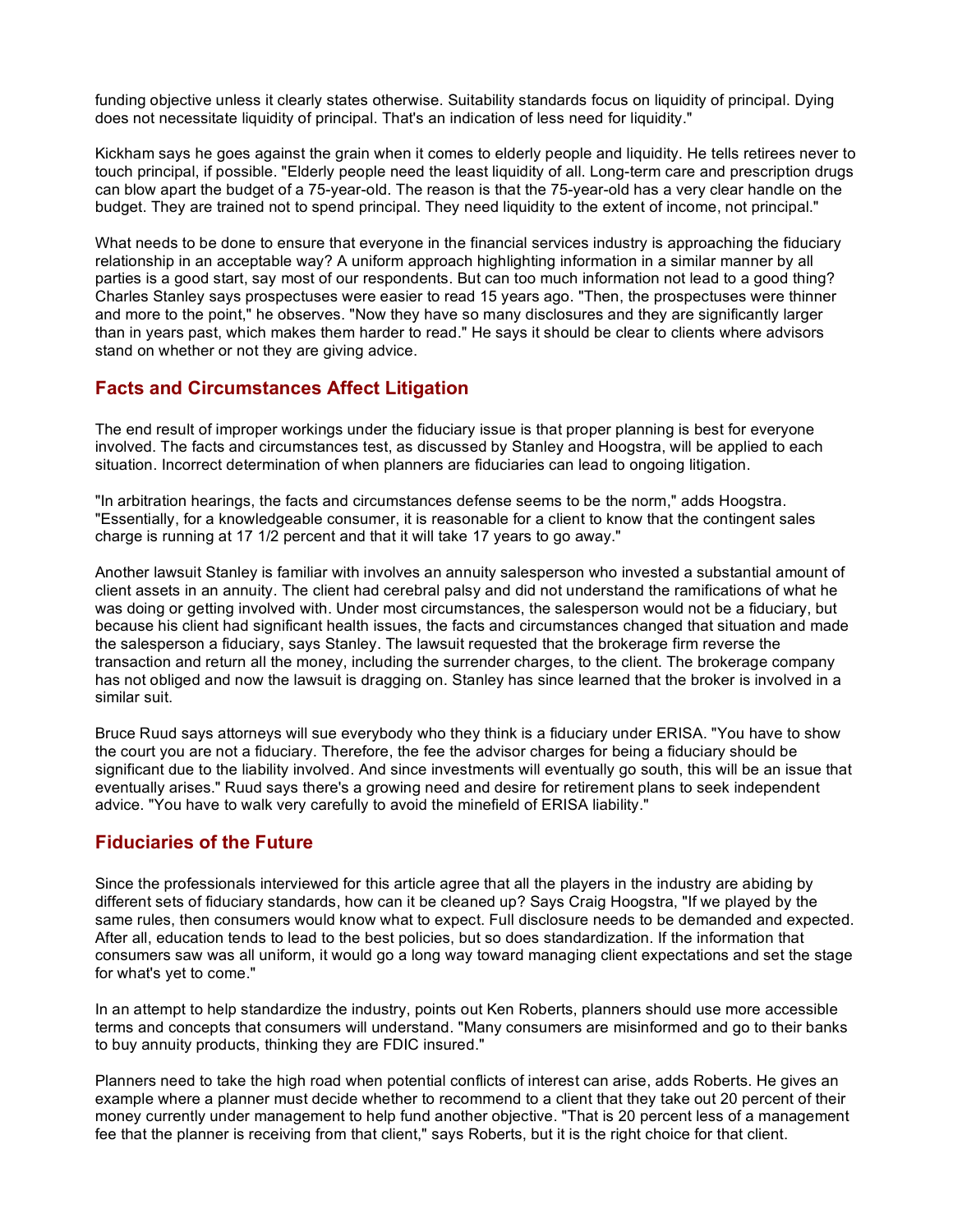funding objective unless it clearly states otherwise. Suitability standards focus on liquidity of principal. Dying does not necessitate liquidity of principal. That's an indication of less need for liquidity."

Kickham says he goes against the grain when it comes to elderly people and liquidity. He tells retirees never to touch principal, if possible. "Elderly people need the least liquidity of all. Long-term care and prescription drugs can blow apart the budget of a 75-year-old. The reason is that the 75-year-old has a very clear handle on the budget. They are trained not to spend principal. They need liquidity to the extent of income, not principal."

What needs to be done to ensure that everyone in the financial services industry is approaching the fiduciary relationship in an acceptable way? A uniform approach highlighting information in a similar manner by all parties is a good start, say most of our respondents. But can too much information not lead to a good thing? Charles Stanley says prospectuses were easier to read 15 years ago. "Then, the prospectuses were thinner and more to the point," he observes. "Now they have so many disclosures and they are significantly larger than in years past, which makes them harder to read." He says it should be clear to clients where advisors stand on whether or not they are giving advice.

## Facts and Circumstances Affect Litigation

The end result of improper workings under the fiduciary issue is that proper planning is best for everyone involved. The facts and circumstances test, as discussed by Stanley and Hoogstra, will be applied to each situation. Incorrect determination of when planners are fiduciaries can lead to ongoing litigation.

"In arbitration hearings, the facts and circumstances defense seems to be the norm," adds Hoogstra. "Essentially, for a knowledgeable consumer, it is reasonable for a client to know that the contingent sales charge is running at 17 1/2 percent and that it will take 17 years to go away."

Another lawsuit Stanley is familiar with involves an annuity salesperson who invested a substantial amount of client assets in an annuity. The client had cerebral palsy and did not understand the ramifications of what he was doing or getting involved with. Under most circumstances, the salesperson would not be a fiduciary, but because his client had significant health issues, the facts and circumstances changed that situation and made the salesperson a fiduciary, says Stanley. The lawsuit requested that the brokerage firm reverse the transaction and return all the money, including the surrender charges, to the client. The brokerage company has not obliged and now the lawsuit is dragging on. Stanley has since learned that the broker is involved in a similar suit.

Bruce Ruud says attorneys will sue everybody who they think is a fiduciary under ERISA. "You have to show the court you are not a fiduciary. Therefore, the fee the advisor charges for being a fiduciary should be significant due to the liability involved. And since investments will eventually go south, this will be an issue that eventually arises." Ruud says there's a growing need and desire for retirement plans to seek independent advice. "You have to walk very carefully to avoid the minefield of ERISA liability."

## Fiduciaries of the Future

Since the professionals interviewed for this article agree that all the players in the industry are abiding by different sets of fiduciary standards, how can it be cleaned up? Says Craig Hoogstra, "If we played by the same rules, then consumers would know what to expect. Full disclosure needs to be demanded and expected. After all, education tends to lead to the best policies, but so does standardization. If the information that consumers saw was all uniform, it would go a long way toward managing client expectations and set the stage for what's yet to come."

In an attempt to help standardize the industry, points out Ken Roberts, planners should use more accessible terms and concepts that consumers will understand. "Many consumers are misinformed and go to their banks to buy annuity products, thinking they are FDIC insured."

Planners need to take the high road when potential conflicts of interest can arise, adds Roberts. He gives an example where a planner must decide whether to recommend to a client that they take out 20 percent of their money currently under management to help fund another objective. "That is 20 percent less of a management fee that the planner is receiving from that client," says Roberts, but it is the right choice for that client.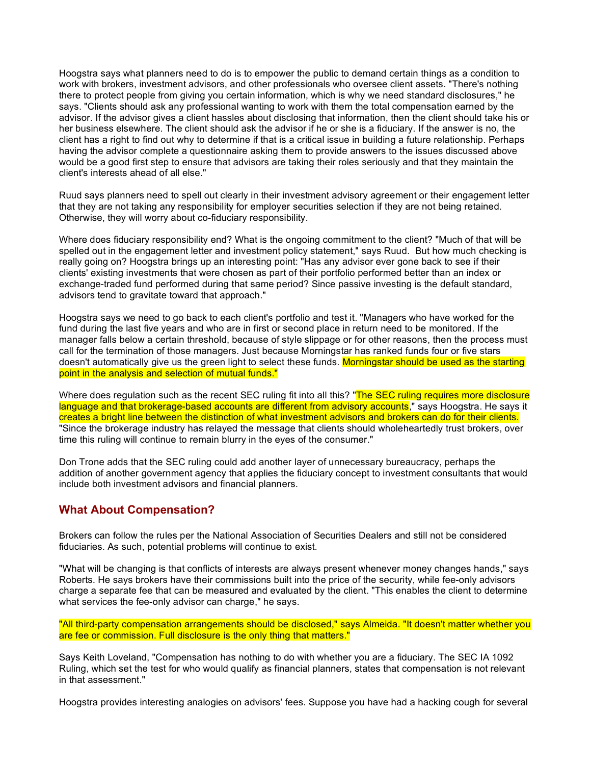Hoogstra says what planners need to do is to empower the public to demand certain things as a condition to work with brokers, investment advisors, and other professionals who oversee client assets. "There's nothing there to protect people from giving you certain information, which is why we need standard disclosures," he says. "Clients should ask any professional wanting to work with them the total compensation earned by the advisor. If the advisor gives a client hassles about disclosing that information, then the client should take his or her business elsewhere. The client should ask the advisor if he or she is a fiduciary. If the answer is no, the client has a right to find out why to determine if that is a critical issue in building a future relationship. Perhaps having the advisor complete a questionnaire asking them to provide answers to the issues discussed above would be a good first step to ensure that advisors are taking their roles seriously and that they maintain the client's interests ahead of all else."

Ruud says planners need to spell out clearly in their investment advisory agreement or their engagement letter that they are not taking any responsibility for employer securities selection if they are not being retained. Otherwise, they will worry about co-fiduciary responsibility.

Where does fiduciary responsibility end? What is the ongoing commitment to the client? "Much of that will be spelled out in the engagement letter and investment policy statement," says Ruud. But how much checking is really going on? Hoogstra brings up an interesting point: "Has any advisor ever gone back to see if their clients' existing investments that were chosen as part of their portfolio performed better than an index or exchange-traded fund performed during that same period? Since passive investing is the default standard, advisors tend to gravitate toward that approach."

Hoogstra says we need to go back to each client's portfolio and test it. "Managers who have worked for the fund during the last five years and who are in first or second place in return need to be monitored. If the manager falls below a certain threshold, because of style slippage or for other reasons, then the process must call for the termination of those managers. Just because Morningstar has ranked funds four or five stars doesn't automatically give us the green light to select these funds. Morningstar should be used as the starting point in the analysis and selection of mutual funds."

Where does regulation such as the recent SEC ruling fit into all this? "The SEC ruling requires more disclosure language and that brokerage-based accounts are different from advisory accounts," says Hoogstra. He says it creates a bright line between the distinction of what investment advisors and brokers can do for their clients. "Since the brokerage industry has relayed the message that clients should wholeheartedly trust brokers, over time this ruling will continue to remain blurry in the eyes of the consumer."

Don Trone adds that the SEC ruling could add another layer of unnecessary bureaucracy, perhaps the addition of another government agency that applies the fiduciary concept to investment consultants that would include both investment advisors and financial planners.

## What About Compensation?

Brokers can follow the rules per the National Association of Securities Dealers and still not be considered fiduciaries. As such, potential problems will continue to exist.

"What will be changing is that conflicts of interests are always present whenever money changes hands," says Roberts. He says brokers have their commissions built into the price of the security, while fee-only advisors charge a separate fee that can be measured and evaluated by the client. "This enables the client to determine what services the fee-only advisor can charge," he says.

"All third-party compensation arrangements should be disclosed," says Almeida. "It doesn't matter whether you are fee or commission. Full disclosure is the only thing that matters."

Says Keith Loveland, "Compensation has nothing to do with whether you are a fiduciary. The SEC IA 1092 Ruling, which set the test for who would qualify as financial planners, states that compensation is not relevant in that assessment."

Hoogstra provides interesting analogies on advisors' fees. Suppose you have had a hacking cough for several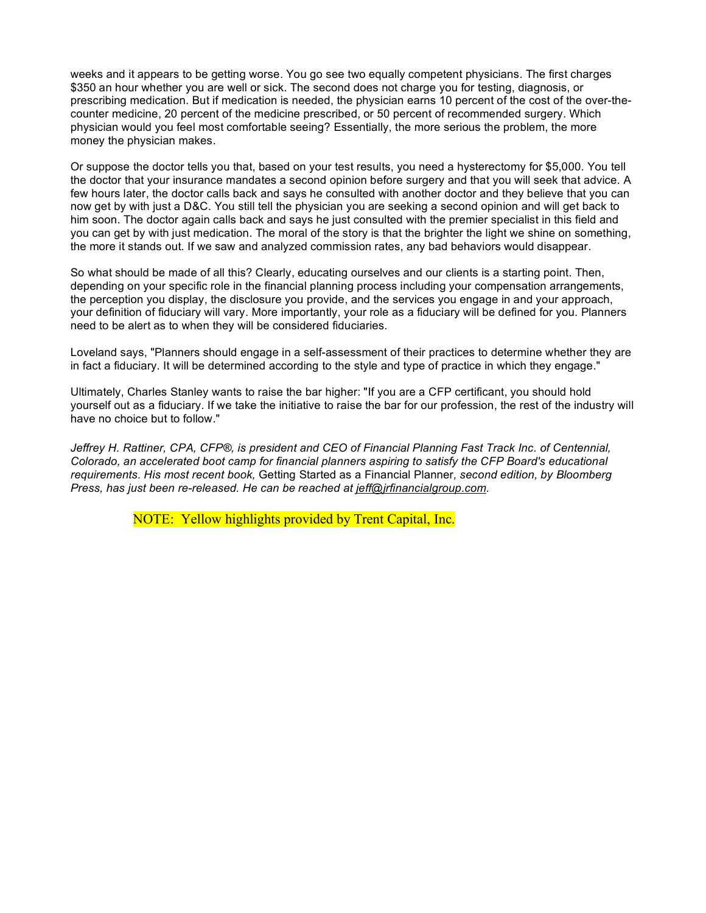weeks and it appears to be getting worse. You go see two equally competent physicians. The first charges $350 an hour whether you are well or sick. The second does not charge you for testing, diagnosis, or prescribing medication. But if medication is needed, the physician earns 10 percent of the cost of the over-the-counter medicine, 20 percent of the medicine prescribed, or 50 percent of recommended surgery. Which physician would you feel most comfortable seeing? Essentially, the more serious the problem, the more money the physician makes.

Or suppose the doctor tells you that, based on your test results, you need a hysterectomy for $5,000. You tell the doctor that your insurance mandates a second opinion before surgery and that you will seek that advice. A few hours later, the doctor calls back and says he consulted with another doctor and they believe that you can now get by with just a D&C. You still tell the physician you are seeking a second opinion and will get back to him soon. The doctor again calls back and says he just consulted with the premier specialist in this field and you can get by with just medication. The moral of the story is that the brighter the light we shine on something, the more it stands out. If we saw and analyzed commission rates, any bad behaviors would disappear.

So what should be made of all this? Clearly, educating ourselves and our clients is a starting point. Then, depending on your specific role in the financial planning process including your compensation arrangements, the perception you display, the disclosure you provide, and the services you engage in and your approach, your definition of fiduciary will vary. More importantly, your role as a fiduciary will be defined for you. Planners need to be alert as to when they will be considered fiduciaries.

Loveland says, "Planners should engage in a self-assessment of their practices to determine whether they are in fact a fiduciary. It will be determined according to the style and type of practice in which they engage."

Ultimately, Charles Stanley wants to raise the bar higher: "If you are a CFP certificant, you should hold yourself out as a fiduciary. If we take the initiative to raise the bar for our profession, the rest of the industry will have no choice but to follow."

*Jeffrey H. Rattiner, CPA, CFP®, is president and CEO of Financial Planning Fast Track Inc. of Centennial, Colorado, an accelerated boot camp for financial planners aspiring to satisfy the CFP Board's educational requirements. His most recent book,* Getting Started as a Financial Planner*, second edition, by Bloomberg Press, has just been re-released. He can be reached at jeff@jrfinancialgroup.com.*

NOTE: Yellow highlights provided by Trent Capital, Inc.